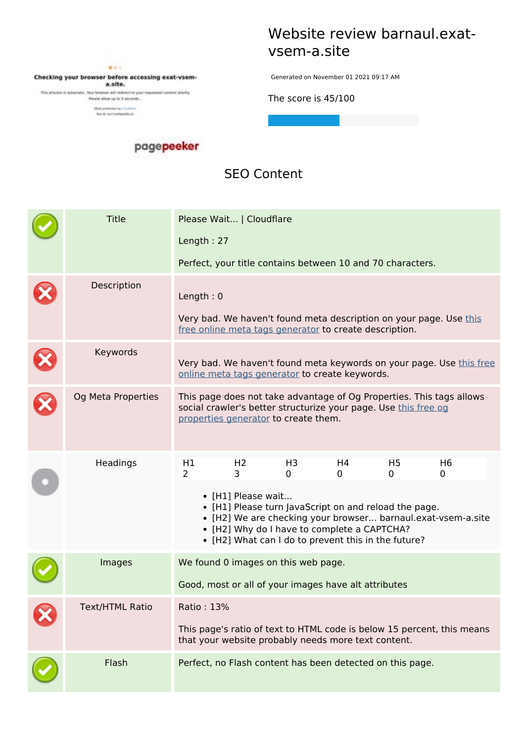# Website review barnaul.exat-vsem-a.site

Generated on November 01 2021 09:17 AM

The score is 45/100

## SEO Content

| | | |
|---|---|---|
| ✓ | Title | Please Wait... \| Cloudflare<br><br>Length : 27<br><br>Perfect, your title contains between 10 and 70 characters. |
| ✗ | Description | Length : 0<br><br>Very bad. We haven't found meta description on your page. Use this free online meta tags generator to create description. |
| ✗ | Keywords | Very bad. We haven't found meta keywords on your page. Use this free online meta tags generator to create keywords. |
| ✗ | Og Meta Properties | This page does not take advantage of Og Properties. This tags allows social crawler's better structurize your page. Use this free og properties generator to create them. |
| ○ | Headings | H1: 2, H2: 3, H3: 0, H4: 0, H5: 0, H6: 0<br><br>• [H1] Please wait...<br>• [H1] Please turn JavaScript on and reload the page.<br>• [H2] We are checking your browser... barnaul.exat-vsem-a.site<br>• [H2] Why do I have to complete a CAPTCHA?<br>• [H2] What can I do to prevent this in the future? |
| ✓ | Images | We found 0 images on this web page.<br><br>Good, most or all of your images have alt attributes |
| ✗ | Text/HTML Ratio | Ratio : 13%<br><br>This page's ratio of text to HTML code is below 15 percent, this means that your website probably needs more text content. |
| ✓ | Flash | Perfect, no Flash content has been detected on this page. |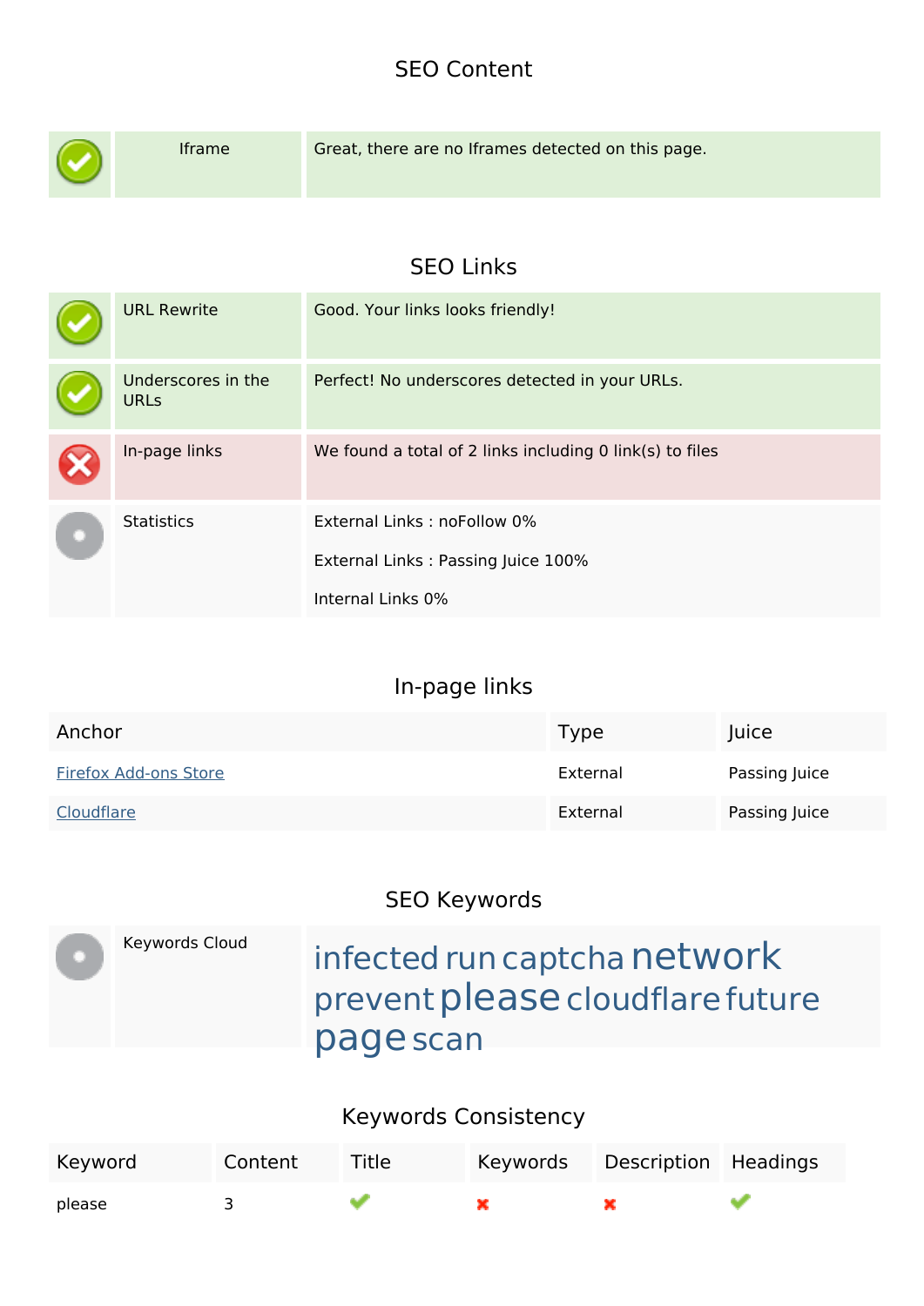## SEO Content

| | | |
|---|---|---|
| ✔ | Iframe | Great, there are no Iframes detected on this page. |

## SEO Links

| | | |
|---|---|---|
| ✔ | URL Rewrite | Good. Your links looks friendly! |
| ✔ | Underscores in the URLs | Perfect! No underscores detected in your URLs. |
| ✘ | In-page links | We found a total of 2 links including 0 link(s) to files |
| | Statistics | External Links : noFollow 0%<br><br>External Links : Passing Juice 100%<br><br>Internal Links 0% |

## In-page links

| Anchor | Type | Juice |
|---|---|---|
| Firefox Add-ons Store | External | Passing Juice |
| Cloudflare | External | Passing Juice |

## SEO Keywords

| | | |
|---|---|---|
| | Keywords Cloud | infected run captcha network prevent please cloudflare future page scan |

## Keywords Consistency

| Keyword | Content | Title | Keywords | Description | Headings |
|---|---|---|---|---|---|
| please | 3 | ✔ | ✘ | ✘ | ✔ |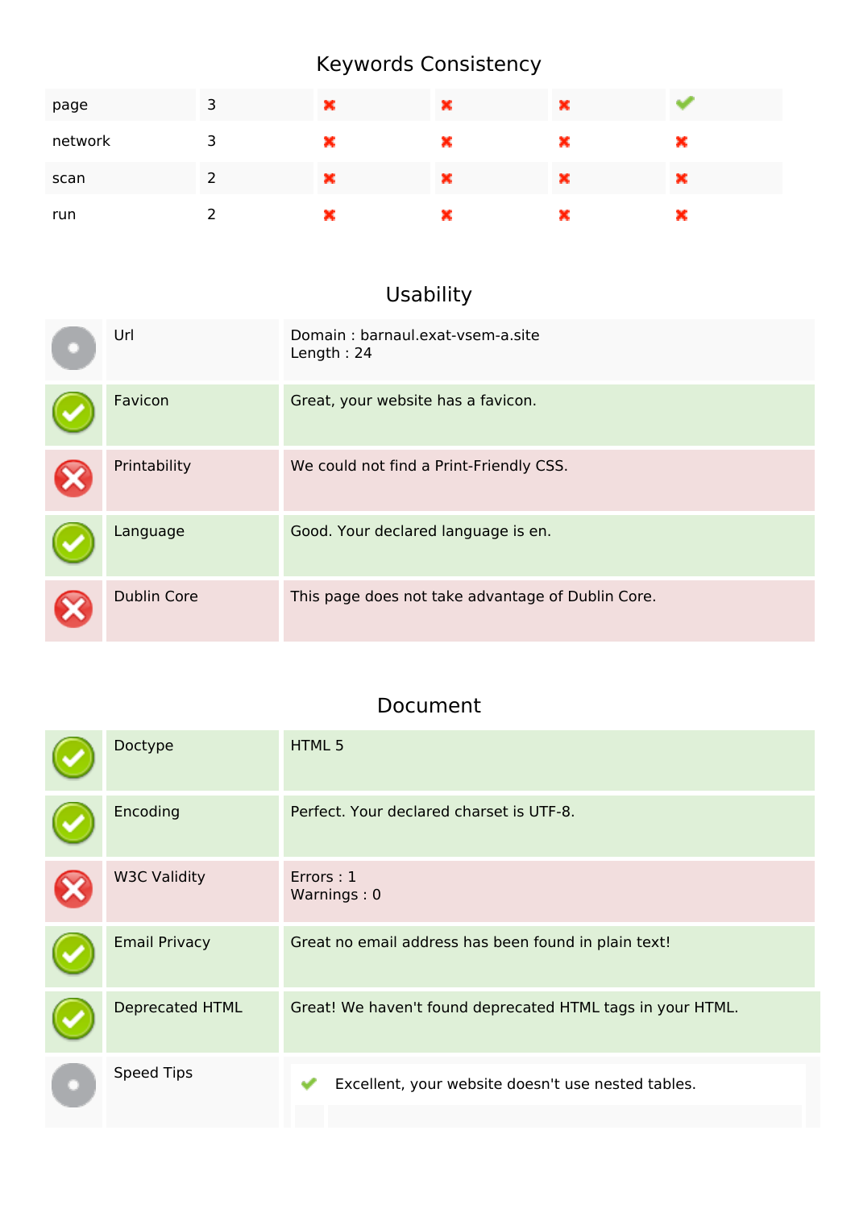## Keywords Consistency

| | | | | | |
|---|---|---|---|---|---|
| page | 3 | ✖ | ✖ | ✖ | ✔ |
| network | 3 | ✖ | ✖ | ✖ | ✖ |
| scan | 2 | ✖ | ✖ | ✖ | ✖ |
| run | 2 | ✖ | ✖ | ✖ | ✖ |

## Usability

| | | |
|---|---|---|
| | Url | Domain : barnaul.exat-vsem-a.site<br>Length : 24 |
| ✔ | Favicon | Great, your website has a favicon. |
| ✖ | Printability | We could not find a Print-Friendly CSS. |
| ✔ | Language | Good. Your declared language is en. |
| ✖ | Dublin Core | This page does not take advantage of Dublin Core. |

## Document

| | | |
|---|---|---|
| ✔ | Doctype | HTML 5 |
| ✔ | Encoding | Perfect. Your declared charset is UTF-8. |
| ✖ | W3C Validity | Errors : 1<br>Warnings : 0 |
| ✔ | Email Privacy | Great no email address has been found in plain text! |
| ✔ | Deprecated HTML | Great! We haven't found deprecated HTML tags in your HTML. |
| | Speed Tips | ✔ Excellent, your website doesn't use nested tables. |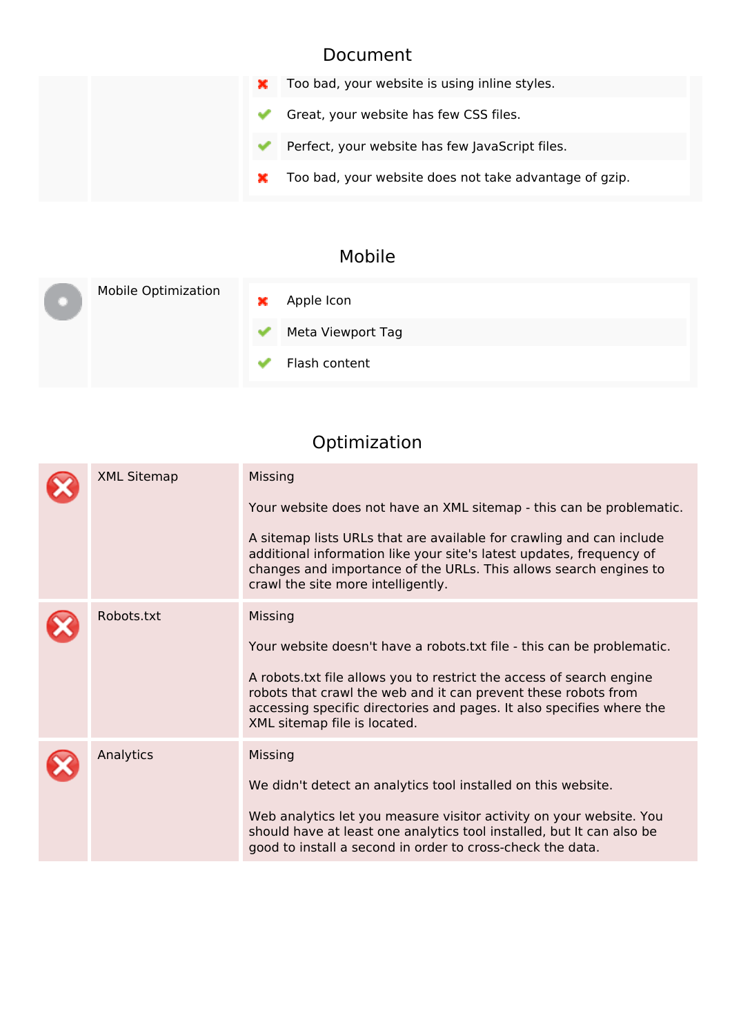## Document

| | | |
|---|---|---|
| | | ✖ Too bad, your website is using inline styles. |
| | | ✔ Great, your website has few CSS files. |
| | | ✔ Perfect, your website has few JavaScript files. |
| | | ✖ Too bad, your website does not take advantage of gzip. |

## Mobile

| | | |
|---|---|---|
| | Mobile Optimization | ✖ Apple Icon<br>✔ Meta Viewport Tag<br>✔ Flash content |

## Optimization

| | | |
|---|---|---|
| ✖ | XML Sitemap | Missing<br><br>Your website does not have an XML sitemap - this can be problematic.<br><br>A sitemap lists URLs that are available for crawling and can include additional information like your site's latest updates, frequency of changes and importance of the URLs. This allows search engines to crawl the site more intelligently. |
| ✖ | Robots.txt | Missing<br><br>Your website doesn't have a robots.txt file - this can be problematic.<br><br>A robots.txt file allows you to restrict the access of search engine robots that crawl the web and it can prevent these robots from accessing specific directories and pages. It also specifies where the XML sitemap file is located. |
| ✖ | Analytics | Missing<br><br>We didn't detect an analytics tool installed on this website.<br><br>Web analytics let you measure visitor activity on your website. You should have at least one analytics tool installed, but It can also be good to install a second in order to cross-check the data. |